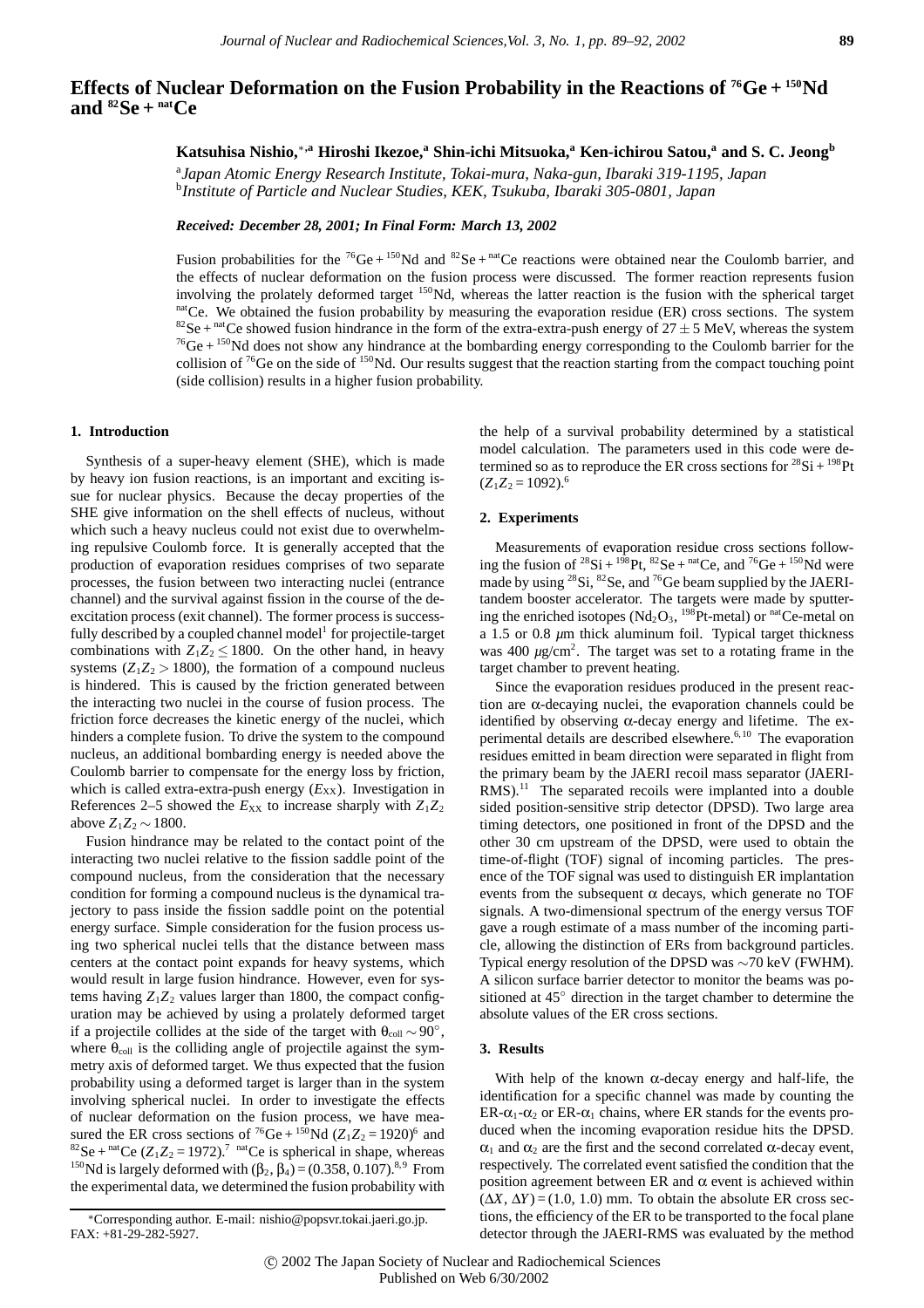# Effects of Nuclear Deformation on the Fusion Probability in the Reactions of $^{76}$Ge + $^{150}$Nd and $^{82}$Se + $^{\mathrm{nat}}$Ce

**Katsuhisa Nishio,**[*,a] **Hiroshi Ikezoe,**[a] **Shin-ichi Mitsuoka,**[a] **Ken-ichirou Satou,**[a] **and S. C. Jeong**[b]

[a] *Japan Atomic Energy Research Institute, Tokai-mura, Naka-gun, Ibaraki 319-1195, Japan*
[b] *Institute of Particle and Nuclear Studies, KEK, Tsukuba, Ibaraki 305-0801, Japan*

***Received: December 28, 2001; In Final Form: March 13, 2002***

Fusion probabilities for the $^{76}$Ge + $^{150}$Nd and $^{82}$Se + $^{\mathrm{nat}}$Ce reactions were obtained near the Coulomb barrier, and the effects of nuclear deformation on the fusion process were discussed. The former reaction represents fusion involving the prolately deformed target $^{150}$Nd, whereas the latter reaction is the fusion with the spherical target $^{\mathrm{nat}}$Ce. We obtained the fusion probability by measuring the evaporation residue (ER) cross sections. The system $^{82}$Se + $^{\mathrm{nat}}$Ce showed fusion hindrance in the form of the extra-extra-push energy of $27 \pm 5$ MeV, whereas the system $^{76}$Ge + $^{150}$Nd does not show any hindrance at the bombarding energy corresponding to the Coulomb barrier for the collision of $^{76}$Ge on the side of $^{150}$Nd. Our results suggest that the reaction starting from the compact touching point (side collision) results in a higher fusion probability.

## 1. Introduction

Synthesis of a super-heavy element (SHE), which is made by heavy ion fusion reactions, is an important and exciting issue for nuclear physics. Because the decay properties of the SHE give information on the shell effects of nucleus, without which such a heavy nucleus could not exist due to overwhelming repulsive Coulomb force. It is generally accepted that the production of evaporation residues comprises of two separate processes, the fusion between two interacting nuclei (entrance channel) and the survival against fission in the course of the deexcitation process (exit channel). The former process is successfully described by a coupled channel model[1] for projectile-target combinations with $Z_1Z_2 \leq 1800$. On the other hand, in heavy systems ($Z_1Z_2 > 1800$), the formation of a compound nucleus is hindered. This is caused by the friction generated between the interacting two nuclei in the course of fusion process. The friction force decreases the kinetic energy of the nuclei, which hinders a complete fusion. To drive the system to the compound nucleus, an additional bombarding energy is needed above the Coulomb barrier to compensate for the energy loss by friction, which is called extra-extra-push energy ($E_{\mathrm{XX}}$). Investigation in References 2–5 showed the $E_{\mathrm{XX}}$ to increase sharply with $Z_1Z_2$ above $Z_1Z_2 \sim 1800$.

Fusion hindrance may be related to the contact point of the interacting two nuclei relative to the fission saddle point of the compound nucleus, from the consideration that the necessary condition for forming a compound nucleus is the dynamical trajectory to pass inside the fission saddle point on the potential energy surface. Simple consideration for the fusion process using two spherical nuclei tells that the distance between mass centers at the contact point expands for heavy systems, which would result in large fusion hindrance. However, even for systems having $Z_1Z_2$ values larger than 1800, the compact configuration may be achieved by using a prolately deformed target if a projectile collides at the side of the target with $\theta_{\mathrm{coll}} \sim 90^\circ$, where $\theta_{\mathrm{coll}}$ is the colliding angle of projectile against the symmetry axis of deformed target. We thus expected that the fusion probability using a deformed target is larger than in the system involving spherical nuclei. In order to investigate the effects of nuclear deformation on the fusion process, we have measured the ER cross sections of $^{76}$Ge + $^{150}$Nd ($Z_1Z_2 = 1920$)[6] and $^{82}$Se + $^{\mathrm{nat}}$Ce ($Z_1Z_2 = 1972$).[7] $^{\mathrm{nat}}$Ce is spherical in shape, whereas $^{150}$Nd is largely deformed with $(\beta_2, \beta_4) = (0.358, 0.107)$.[8,9] From the experimental data, we determined the fusion probability with the help of a survival probability determined by a statistical model calculation. The parameters used in this code were determined so as to reproduce the ER cross sections for $^{28}$Si + $^{198}$Pt ($Z_1Z_2 = 1092$).[6]

## 2. Experiments

Measurements of evaporation residue cross sections following the fusion of $^{28}$Si + $^{198}$Pt, $^{82}$Se + $^{\mathrm{nat}}$Ce, and $^{76}$Ge + $^{150}$Nd were made by using $^{28}$Si, $^{82}$Se, and $^{76}$Ge beam supplied by the JAERI-tandem booster accelerator. The targets were made by sputtering the enriched isotopes ($Nd_2O_3$, $^{198}$Pt-metal) or $^{\mathrm{nat}}$Ce-metal on a 1.5 or 0.8 $\mu$m thick aluminum foil. Typical target thickness was 400 $\mu$g/cm$^2$. The target was set to a rotating frame in the target chamber to prevent heating.

Since the evaporation residues produced in the present reaction are $\alpha$-decaying nuclei, the evaporation channels could be identified by observing $\alpha$-decay energy and lifetime. The experimental details are described elsewhere.[6,10] The evaporation residues emitted in beam direction were separated in flight from the primary beam by the JAERI recoil mass separator (JAERI-RMS).[11] The separated recoils were implanted into a double sided position-sensitive strip detector (DPSD). Two large area timing detectors, one positioned in front of the DPSD and the other 30 cm upstream of the DPSD, were used to obtain the time-of-flight (TOF) signal of incoming particles. The presence of the TOF signal was used to distinguish ER implantation events from the subsequent $\alpha$ decays, which generate no TOF signals. A two-dimensional spectrum of the energy versus TOF gave a rough estimate of a mass number of the incoming particle, allowing the distinction of ERs from background particles. Typical energy resolution of the DPSD was $\sim$70 keV (FWHM). A silicon surface barrier detector to monitor the beams was positioned at $45^\circ$ direction in the target chamber to determine the absolute values of the ER cross sections.

## 3. Results

With help of the known $\alpha$-decay energy and half-life, the identification for a specific channel was made by counting the ER-$\alpha_1$-$\alpha_2$ or ER-$\alpha_1$ chains, where ER stands for the events produced when the incoming evaporation residue hits the DPSD. $\alpha_1$ and $\alpha_2$ are the first and the second correlated $\alpha$-decay event, respectively. The correlated event satisfied the condition that the position agreement between ER and $\alpha$ event is achieved within $(\Delta X, \Delta Y) = (1.0, 1.0)$ mm. To obtain the absolute ER cross sections, the efficiency of the ER to be transported to the focal plane detector through the JAERI-RMS was evaluated by the method

*Corresponding author. E-mail: nishio@popsvr.tokai.jaeri.go.jp. FAX: +81-29-282-5927.

© 2002 The Japan Society of Nuclear and Radiochemical Sciences
Published on Web 6/30/2002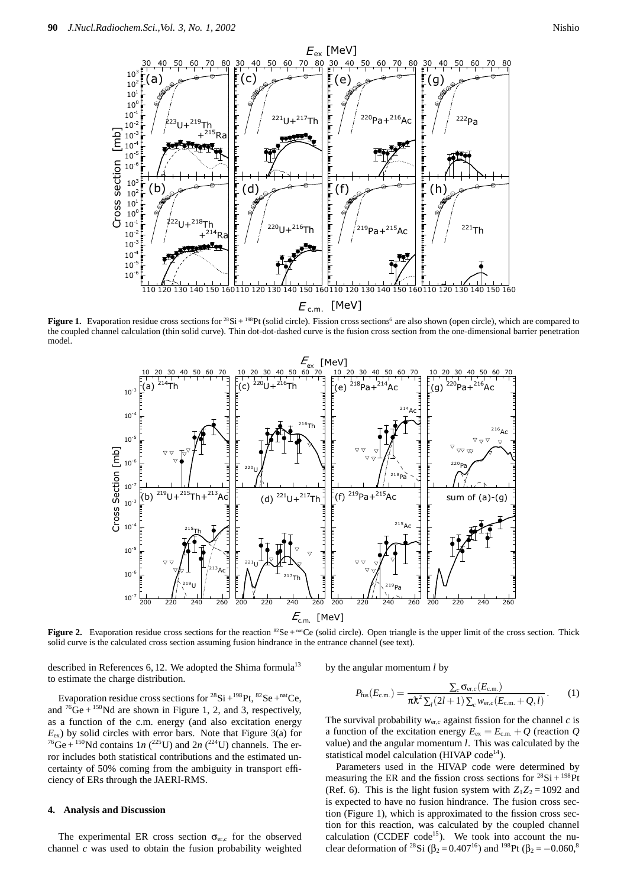**Figure 1.** Evaporation residue cross sections for $^{28}$Si + $^{198}$Pt (solid circle). Fission cross sections[6] are also shown (open circle), which are compared to the coupled channel calculation (thin solid curve). Thin dot-dot-dashed curve is the fusion cross section from the one-dimensional barrier penetration model.

**Figure 2.** Evaporation residue cross sections for the reaction $^{82}$Se + $^{nat}$Ce (solid circle). Open triangle is the upper limit of the cross section. Thick solid curve is the calculated cross section assuming fusion hindrance in the entrance channel (see text).

described in References 6, 12. We adopted the Shima formula[13] to estimate the charge distribution.

Evaporation residue cross sections for $^{28}$Si + $^{198}$Pt, $^{82}$Se + $^{nat}$Ce, and $^{76}$Ge + $^{150}$Nd are shown in Figure 1, 2, and 3, respectively, as a function of the c.m. energy (and also excitation energy $E_{ex}$) by solid circles with error bars. Note that Figure 3(a) for $^{76}$Ge + $^{150}$Nd contains 1*n* ($^{225}$U) and 2*n* ($^{224}$U) channels. The error includes both statistical contributions and the estimated uncertainty of 50% coming from the ambiguity in transport efficiency of ERs through the JAERI-RMS.

## 4. Analysis and Discussion

The experimental ER cross section $\sigma_{er,c}$ for the observed channel *c* was used to obtain the fusion probability weighted by the angular momentum *l* by

$$P_{fus}(E_{c.m.}) = \frac{\sum_c \sigma_{er,c}(E_{c.m.})}{\pi \bar{\lambda}^2 \sum_l (2l+1) \sum_c w_{er,c}(E_{c.m.}+Q, l)}. \quad (1)$$

The survival probability $w_{er,c}$ against fission for the channel *c* is a function of the excitation energy $E_{ex} = E_{c.m.} + Q$ (reaction *Q* value) and the angular momentum *l*. This was calculated by the statistical model calculation (HIVAP code[14]).

Parameters used in the HIVAP code were determined by measuring the ER and the fission cross sections for $^{28}$Si + $^{198}$Pt (Ref. 6). This is the light fusion system with $Z_1Z_2 = 1092$ and is expected to have no fusion hindrance. The fusion cross section (Figure 1), which is approximated to the fission cross section for this reaction, was calculated by the coupled channel calculation (CCDEF code[15]). We took into account the nuclear deformation of $^{28}$Si ($\beta_2 = 0.407$[16]) and $^{198}$Pt ($\beta_2 = -0.060$,[8]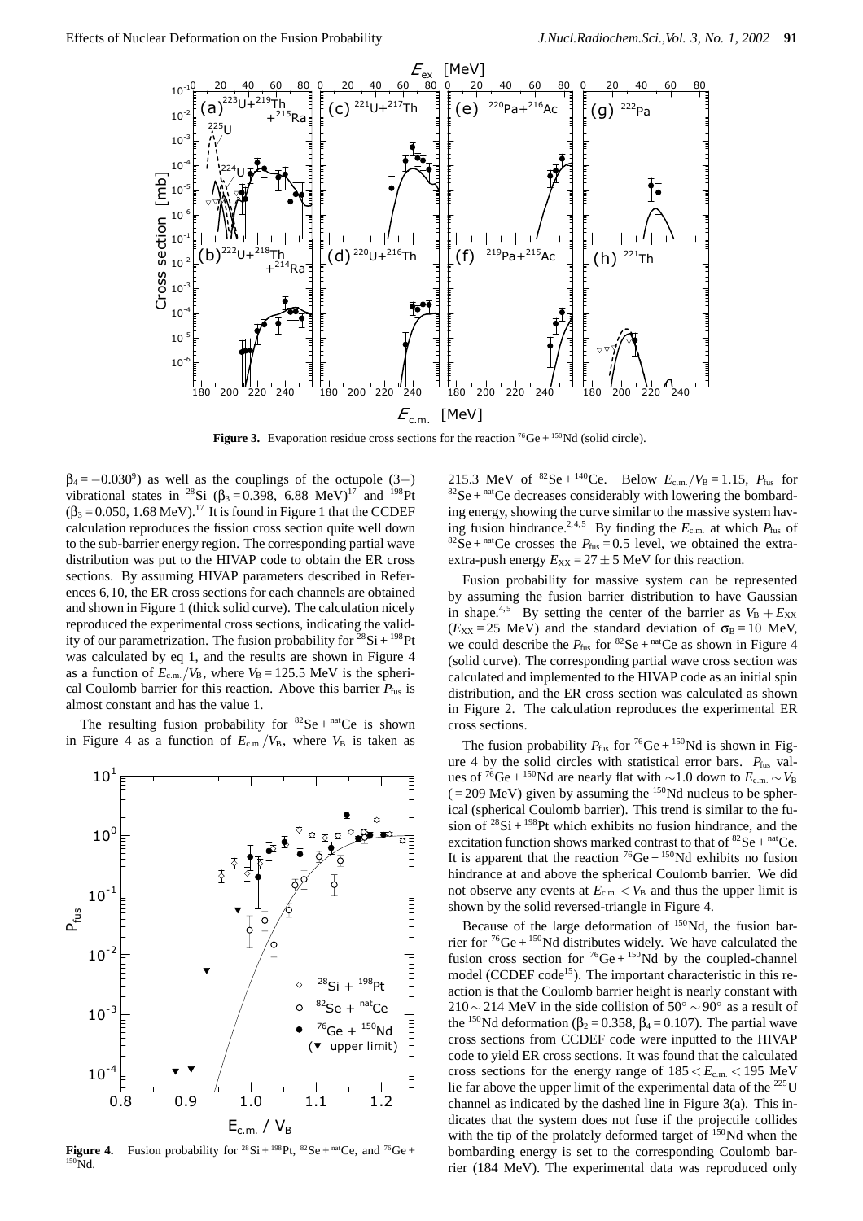**Figure 3.** Evaporation residue cross sections for the reaction $^{76}Ge + ^{150}Nd$ (solid circle).

$\beta_4 = -0.030$[9]) as well as the couplings of the octupole (3−) vibrational states in $^{28}Si$ ($\beta_3 = 0.398$, 6.88 MeV)[17] and $^{198}Pt$ ($\beta_3 = 0.050$, 1.68 MeV).[17] It is found in Figure 1 that the CCDEF calculation reproduces the fission cross section quite well down to the sub-barrier energy region. The corresponding partial wave distribution was put to the HIVAP code to obtain the ER cross sections. By assuming HIVAP parameters described in References 6,10, the ER cross sections for each channels are obtained and shown in Figure 1 (thick solid curve). The calculation nicely reproduced the experimental cross sections, indicating the validity of our parametrization. The fusion probability for $^{28}Si + ^{198}Pt$ was calculated by eq 1, and the results are shown in Figure 4 as a function of $E_{c.m.}/V_B$, where $V_B = 125.5$ MeV is the spherical Coulomb barrier for this reaction. Above this barrier $P_{fus}$ is almost constant and has the value 1.

The resulting fusion probability for $^{82}Se + ^{nat}Ce$ is shown in Figure 4 as a function of $E_{c.m.}/V_B$, where $V_B$ is taken as 215.3 MeV of $^{82}Se + ^{140}Ce$. Below $E_{c.m.}/V_B = 1.15$, $P_{fus}$ for $^{82}Se + ^{nat}Ce$ decreases considerably with lowering the bombarding energy, showing the curve similar to the massive system having fusion hindrance.[2,4,5] By finding the $E_{c.m.}$ at which $P_{fus}$ of $^{82}Se + ^{nat}Ce$ crosses the $P_{fus} = 0.5$ level, we obtained the extra-extra-push energy $E_{XX} = 27 \pm 5$ MeV for this reaction.

**Figure 4.** Fusion probability for $^{28}Si + ^{198}Pt$, $^{82}Se + ^{nat}Ce$, and $^{76}Ge + ^{150}Nd$.

Fusion probability for massive system can be represented by assuming the fusion barrier distribution to have Gaussian in shape.[4,5] By setting the center of the barrier as $V_B + E_{XX}$ ($E_{XX} = 25$ MeV) and the standard deviation of $\sigma_B = 10$ MeV, we could describe the $P_{fus}$ for $^{82}Se + ^{nat}Ce$ as shown in Figure 4 (solid curve). The corresponding partial wave cross section was calculated and implemented to the HIVAP code as an initial spin distribution, and the ER cross section was calculated as shown in Figure 2. The calculation reproduces the experimental ER cross sections.

The fusion probability $P_{fus}$ for $^{76}Ge + ^{150}Nd$ is shown in Figure 4 by the solid circles with statistical error bars. $P_{fus}$ values of $^{76}Ge + ^{150}Nd$ are nearly flat with ∼1.0 down to $E_{c.m.} \sim V_B$ (= 209 MeV) given by assuming the $^{150}Nd$ nucleus to be spherical (spherical Coulomb barrier). This trend is similar to the fusion of $^{28}Si + ^{198}Pt$ which exhibits no fusion hindrance, and the excitation function shows marked contrast to that of $^{82}Se + ^{nat}Ce$. It is apparent that the reaction $^{76}Ge + ^{150}Nd$ exhibits no fusion hindrance at and above the spherical Coulomb barrier. We did not observe any events at $E_{c.m.} < V_B$ and thus the upper limit is shown by the solid reversed-triangle in Figure 4.

Because of the large deformation of $^{150}Nd$, the fusion barrier for $^{76}Ge + ^{150}Nd$ distributes widely. We have calculated the fusion cross section for $^{76}Ge + ^{150}Nd$ by the coupled-channel model (CCDEF code[15]). The important characteristic in this reaction is that the Coulomb barrier height is nearly constant with $210 \sim 214$ MeV in the side collision of $50^\circ \sim 90^\circ$ as a result of the $^{150}Nd$ deformation ($\beta_2 = 0.358$, $\beta_4 = 0.107$). The partial wave cross sections from CCDEF code were inputted to the HIVAP code to yield ER cross sections. It was found that the calculated cross sections for the energy range of $185 < E_{c.m.} < 195$ MeV lie far above the upper limit of the experimental data of the $^{225}U$ channel as indicated by the dashed line in Figure 3(a). This indicates that the system does not fuse if the projectile collides with the tip of the prolately deformed target of $^{150}Nd$ when the bombarding energy is set to the corresponding Coulomb barrier (184 MeV). The experimental data was reproduced only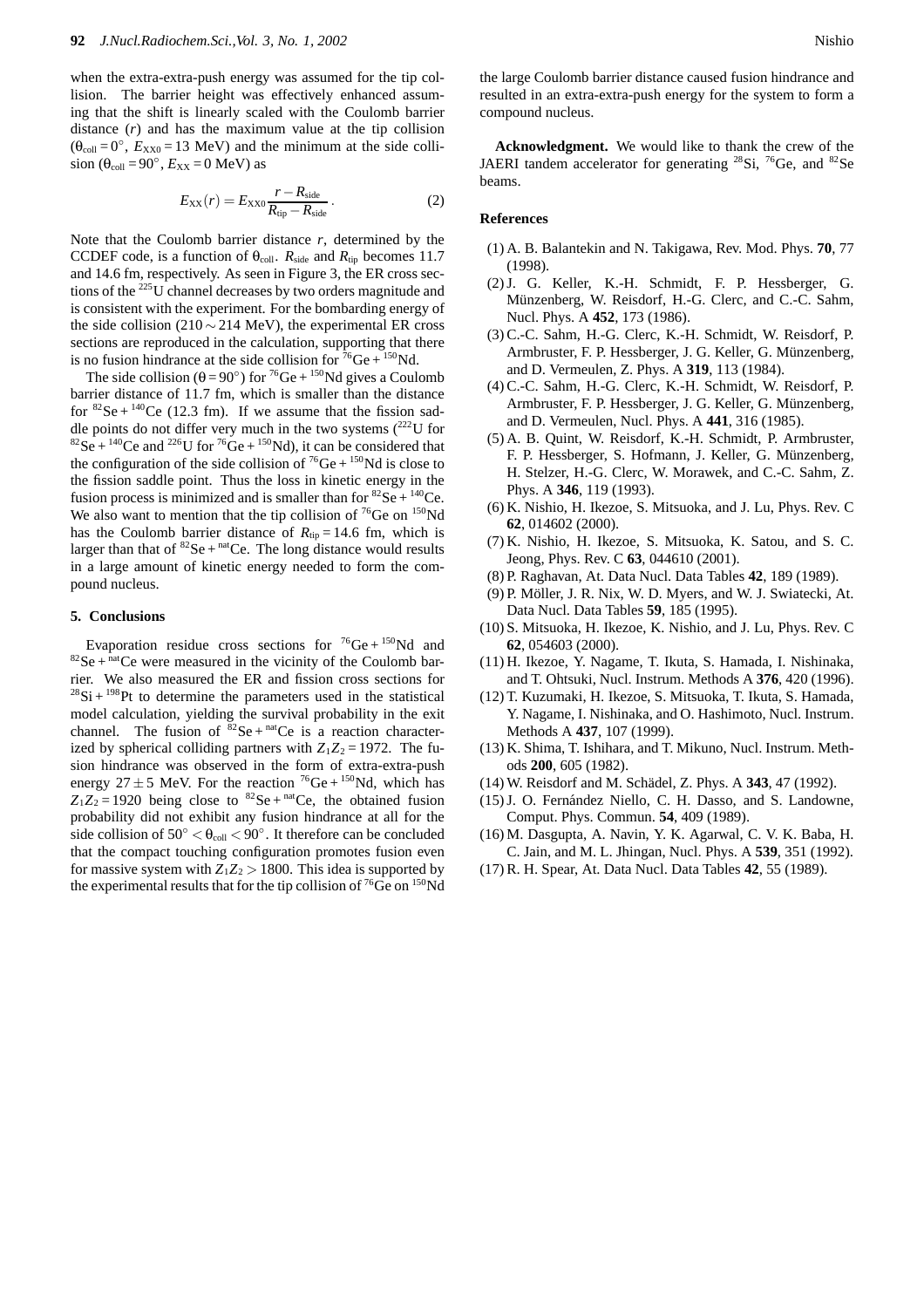when the extra-extra-push energy was assumed for the tip collision. The barrier height was effectively enhanced assuming that the shift is linearly scaled with the Coulomb barrier distance ($r$) and has the maximum value at the tip collision ($\theta_{\rm coll} = 0°$, $E_{\rm XX0} = 13$ MeV) and the minimum at the side collision ($\theta_{\rm coll} = 90°$, $E_{\rm XX} = 0$ MeV) as

$$E_{\rm XX}(r) = E_{\rm XX0}\frac{r - R_{\rm side}}{R_{\rm tip} - R_{\rm side}}. \tag{2}$$

Note that the Coulomb barrier distance $r$, determined by the CCDEF code, is a function of $\theta_{\rm coll}$. $R_{\rm side}$ and $R_{\rm tip}$ becomes 11.7 and 14.6 fm, respectively. As seen in Figure 3, the ER cross sections of the $^{225}$U channel decreases by two orders magnitude and is consistent with the experiment. For the bombarding energy of the side collision ($210 \sim 214$ MeV), the experimental ER cross sections are reproduced in the calculation, supporting that there is no fusion hindrance at the side collision for $^{76}$Ge + $^{150}$Nd.

The side collision ($\theta = 90°$) for $^{76}$Ge + $^{150}$Nd gives a Coulomb barrier distance of 11.7 fm, which is smaller than the distance for $^{82}$Se + $^{140}$Ce (12.3 fm). If we assume that the fission saddle points do not differ very much in the two systems ($^{222}$U for $^{82}$Se + $^{140}$Ce and $^{226}$U for $^{76}$Ge + $^{150}$Nd), it can be considered that the configuration of the side collision of $^{76}$Ge + $^{150}$Nd is close to the fission saddle point. Thus the loss in kinetic energy in the fusion process is minimized and is smaller than for $^{82}$Se + $^{140}$Ce. We also want to mention that the tip collision of $^{76}$Ge on $^{150}$Nd has the Coulomb barrier distance of $R_{\rm tip} = 14.6$ fm, which is larger than that of $^{82}$Se + $^{\rm nat}$Ce. The long distance would results in a large amount of kinetic energy needed to form the compound nucleus.

## 5. Conclusions

Evaporation residue cross sections for $^{76}$Ge + $^{150}$Nd and $^{82}$Se + $^{\rm nat}$Ce were measured in the vicinity of the Coulomb barrier. We also measured the ER and fission cross sections for $^{28}$Si + $^{198}$Pt to determine the parameters used in the statistical model calculation, yielding the survival probability in the exit channel. The fusion of $^{82}$Se + $^{\rm nat}$Ce is a reaction characterized by spherical colliding partners with $Z_1Z_2 = 1972$. The fusion hindrance was observed in the form of extra-extra-push energy $27 \pm 5$ MeV. For the reaction $^{76}$Ge + $^{150}$Nd, which has $Z_1Z_2 = 1920$ being close to $^{82}$Se + $^{\rm nat}$Ce, the obtained fusion probability did not exhibit any fusion hindrance at all for the side collision of $50° < \theta_{\rm coll} < 90°$. It therefore can be concluded that the compact touching configuration promotes fusion even for massive system with $Z_1Z_2 > 1800$. This idea is supported by the experimental results that for the tip collision of $^{76}$Ge on $^{150}$Nd the large Coulomb barrier distance caused fusion hindrance and resulted in an extra-extra-push energy for the system to form a compound nucleus.

**Acknowledgment.** We would like to thank the crew of the JAERI tandem accelerator for generating $^{28}$Si, $^{76}$Ge, and $^{82}$Se beams.

## References

(1) A. B. Balantekin and N. Takigawa, Rev. Mod. Phys. **70**, 77 (1998).

(2) J. G. Keller, K.-H. Schmidt, F. P. Hessberger, G. Münzenberg, W. Reisdorf, H.-G. Clerc, and C.-C. Sahm, Nucl. Phys. A **452**, 173 (1986).

(3) C.-C. Sahm, H.-G. Clerc, K.-H. Schmidt, W. Reisdorf, P. Armbruster, F. P. Hessberger, J. G. Keller, G. Münzenberg, and D. Vermeulen, Z. Phys. A **319**, 113 (1984).

(4) C.-C. Sahm, H.-G. Clerc, K.-H. Schmidt, W. Reisdorf, P. Armbruster, F. P. Hessberger, J. G. Keller, G. Münzenberg, and D. Vermeulen, Nucl. Phys. A **441**, 316 (1985).

(5) A. B. Quint, W. Reisdorf, K.-H. Schmidt, P. Armbruster, F. P. Hessberger, S. Hofmann, J. Keller, G. Münzenberg, H. Stelzer, H.-G. Clerc, W. Morawek, and C.-C. Sahm, Z. Phys. A **346**, 119 (1993).

(6) K. Nishio, H. Ikezoe, S. Mitsuoka, and J. Lu, Phys. Rev. C **62**, 014602 (2000).

(7) K. Nishio, H. Ikezoe, S. Mitsuoka, K. Satou, and S. C. Jeong, Phys. Rev. C **63**, 044610 (2001).

(8) P. Raghavan, At. Data Nucl. Data Tables **42**, 189 (1989).

(9) P. Möller, J. R. Nix, W. D. Myers, and W. J. Swiatecki, At. Data Nucl. Data Tables **59**, 185 (1995).

(10) S. Mitsuoka, H. Ikezoe, K. Nishio, and J. Lu, Phys. Rev. C **62**, 054603 (2000).

(11) H. Ikezoe, Y. Nagame, T. Ikuta, S. Hamada, I. Nishinaka, and T. Ohtsuki, Nucl. Instrum. Methods A **376**, 420 (1996).

(12) T. Kuzumaki, H. Ikezoe, S. Mitsuoka, T. Ikuta, S. Hamada, Y. Nagame, I. Nishinaka, and O. Hashimoto, Nucl. Instrum. Methods A **437**, 107 (1999).

(13) K. Shima, T. Ishihara, and T. Mikuno, Nucl. Instrum. Methods **200**, 605 (1982).

(14) W. Reisdorf and M. Schädel, Z. Phys. A **343**, 47 (1992).

(15) J. O. Fernández Niello, C. H. Dasso, and S. Landowne, Comput. Phys. Commun. **54**, 409 (1989).

(16) M. Dasgupta, A. Navin, Y. K. Agarwal, C. V. K. Baba, H. C. Jain, and M. L. Jhingan, Nucl. Phys. A **539**, 351 (1992).

(17) R. H. Spear, At. Data Nucl. Data Tables **42**, 55 (1989).